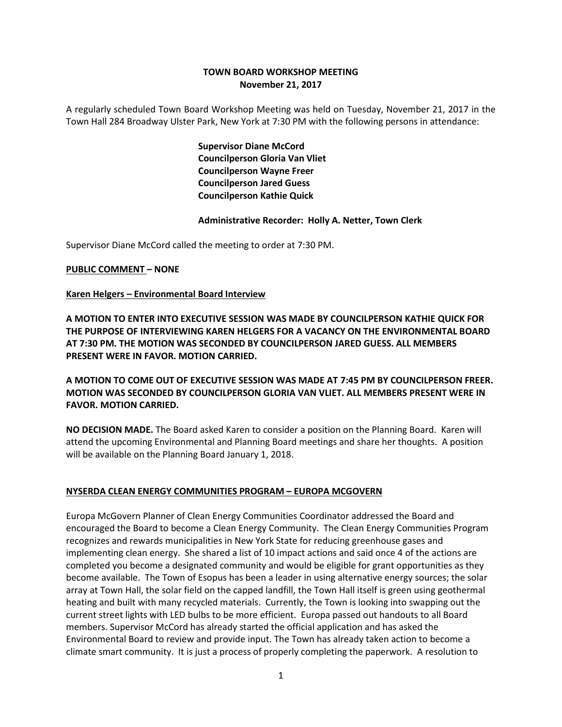# TOWN BOARD WORKSHOP MEETING
## November 21, 2017

A regularly scheduled Town Board Workshop Meeting was held on Tuesday, November 21, 2017 in the Town Hall 284 Broadway Ulster Park, New York at 7:30 PM with the following persons in attendance:

**Supervisor Diane McCord**
**Councilperson Gloria Van Vliet**
**Councilperson Wayne Freer**
**Councilperson Jared Guess**
**Councilperson Kathie Quick**

**Administrative Recorder: Holly A. Netter, Town Clerk**

Supervisor Diane McCord called the meeting to order at 7:30 PM.

**PUBLIC COMMENT – NONE**

**Karen Helgers – Environmental Board Interview**

**A MOTION TO ENTER INTO EXECUTIVE SESSION WAS MADE BY COUNCILPERSON KATHIE QUICK FOR THE PURPOSE OF INTERVIEWING KAREN HELGERS FOR A VACANCY ON THE ENVIRONMENTAL BOARD AT 7:30 PM. THE MOTION WAS SECONDED BY COUNCILPERSON JARED GUESS. ALL MEMBERS PRESENT WERE IN FAVOR. MOTION CARRIED.**

**A MOTION TO COME OUT OF EXECUTIVE SESSION WAS MADE AT 7:45 PM BY COUNCILPERSON FREER. MOTION WAS SECONDED BY COUNCILPERSON GLORIA VAN VLIET. ALL MEMBERS PRESENT WERE IN FAVOR. MOTION CARRIED.**

**NO DECISION MADE.** The Board asked Karen to consider a position on the Planning Board. Karen will attend the upcoming Environmental and Planning Board meetings and share her thoughts. A position will be available on the Planning Board January 1, 2018.

**NYSERDA CLEAN ENERGY COMMUNITIES PROGRAM – EUROPA MCGOVERN**

Europa McGovern Planner of Clean Energy Communities Coordinator addressed the Board and encouraged the Board to become a Clean Energy Community. The Clean Energy Communities Program recognizes and rewards municipalities in New York State for reducing greenhouse gases and implementing clean energy. She shared a list of 10 impact actions and said once 4 of the actions are completed you become a designated community and would be eligible for grant opportunities as they become available. The Town of Esopus has been a leader in using alternative energy sources; the solar array at Town Hall, the solar field on the capped landfill, the Town Hall itself is green using geothermal heating and built with many recycled materials. Currently, the Town is looking into swapping out the current street lights with LED bulbs to be more efficient. Europa passed out handouts to all Board members. Supervisor McCord has already started the official application and has asked the Environmental Board to review and provide input. The Town has already taken action to become a climate smart community. It is just a process of properly completing the paperwork. A resolution to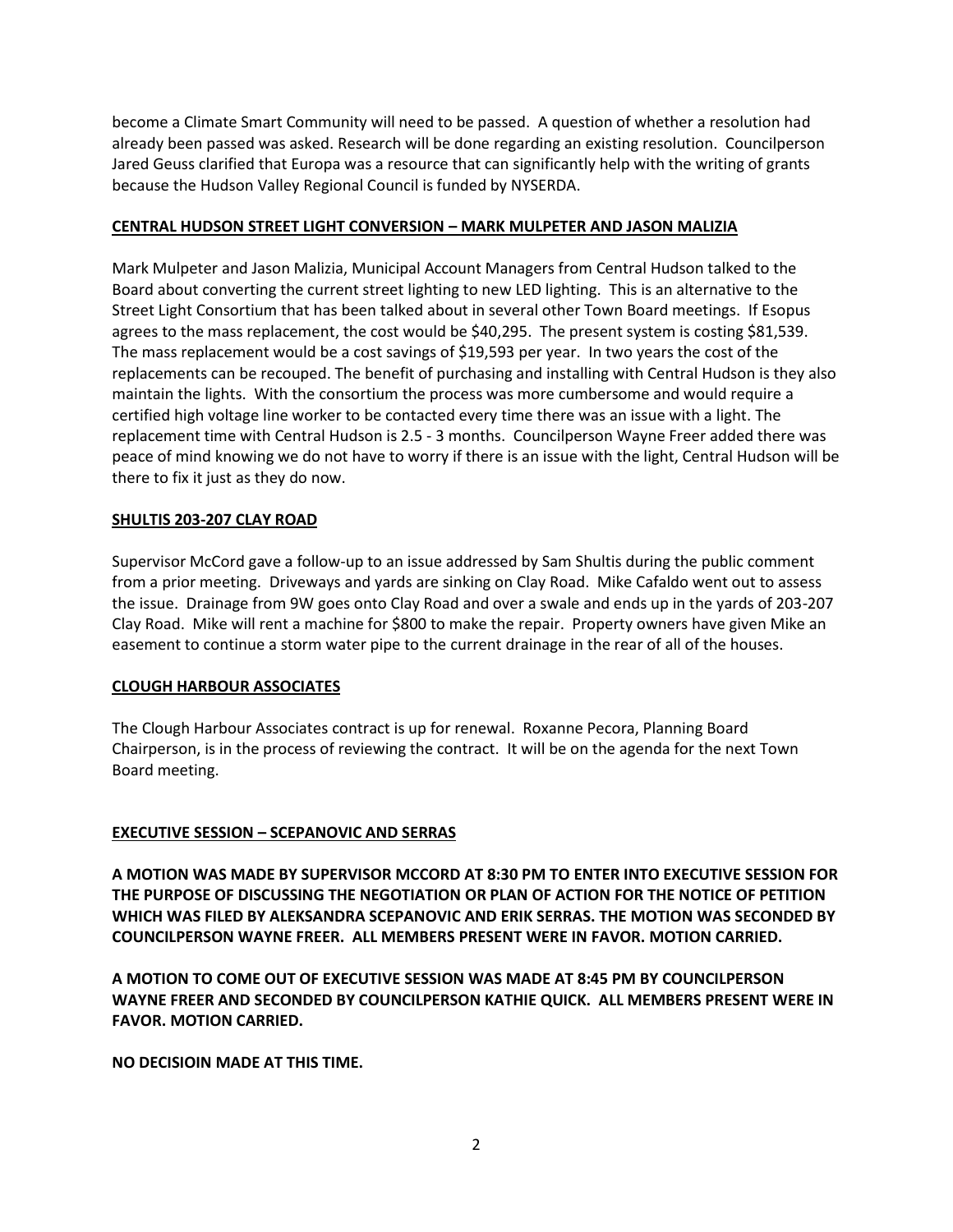become a Climate Smart Community will need to be passed. A question of whether a resolution had already been passed was asked. Research will be done regarding an existing resolution. Councilperson Jared Geuss clarified that Europa was a resource that can significantly help with the writing of grants because the Hudson Valley Regional Council is funded by NYSERDA.

**CENTRAL HUDSON STREET LIGHT CONVERSION – MARK MULPETER AND JASON MALIZIA**

Mark Mulpeter and Jason Malizia, Municipal Account Managers from Central Hudson talked to the Board about converting the current street lighting to new LED lighting. This is an alternative to the Street Light Consortium that has been talked about in several other Town Board meetings. If Esopus agrees to the mass replacement, the cost would be $40,295. The present system is costing $81,539. The mass replacement would be a cost savings of $19,593 per year. In two years the cost of the replacements can be recouped. The benefit of purchasing and installing with Central Hudson is they also maintain the lights. With the consortium the process was more cumbersome and would require a certified high voltage line worker to be contacted every time there was an issue with a light. The replacement time with Central Hudson is 2.5 - 3 months. Councilperson Wayne Freer added there was peace of mind knowing we do not have to worry if there is an issue with the light, Central Hudson will be there to fix it just as they do now.

**SHULTIS 203-207 CLAY ROAD**

Supervisor McCord gave a follow-up to an issue addressed by Sam Shultis during the public comment from a prior meeting. Driveways and yards are sinking on Clay Road. Mike Cafaldo went out to assess the issue. Drainage from 9W goes onto Clay Road and over a swale and ends up in the yards of 203-207 Clay Road. Mike will rent a machine for $800 to make the repair. Property owners have given Mike an easement to continue a storm water pipe to the current drainage in the rear of all of the houses.

**CLOUGH HARBOUR ASSOCIATES**

The Clough Harbour Associates contract is up for renewal. Roxanne Pecora, Planning Board Chairperson, is in the process of reviewing the contract. It will be on the agenda for the next Town Board meeting.

**EXECUTIVE SESSION – SCEPANOVIC AND SERRAS**

**A MOTION WAS MADE BY SUPERVISOR MCCORD AT 8:30 PM TO ENTER INTO EXECUTIVE SESSION FOR THE PURPOSE OF DISCUSSING THE NEGOTIATION OR PLAN OF ACTION FOR THE NOTICE OF PETITION WHICH WAS FILED BY ALEKSANDRA SCEPANOVIC AND ERIK SERRAS. THE MOTION WAS SECONDED BY COUNCILPERSON WAYNE FREER. ALL MEMBERS PRESENT WERE IN FAVOR. MOTION CARRIED.**

**A MOTION TO COME OUT OF EXECUTIVE SESSION WAS MADE AT 8:45 PM BY COUNCILPERSON WAYNE FREER AND SECONDED BY COUNCILPERSON KATHIE QUICK. ALL MEMBERS PRESENT WERE IN FAVOR. MOTION CARRIED.**

**NO DECISIOIN MADE AT THIS TIME.**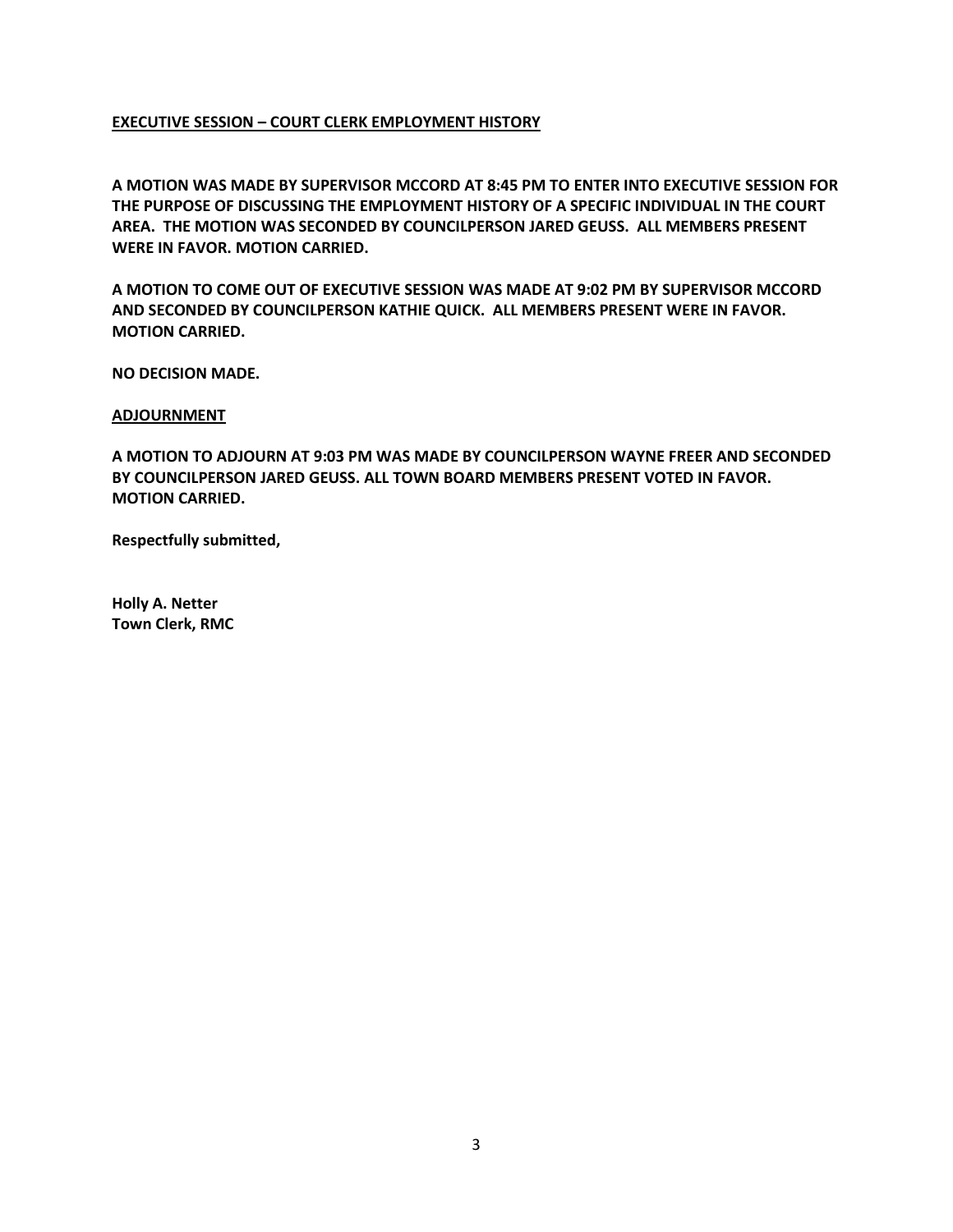**<u>EXECUTIVE SESSION – COURT CLERK EMPLOYMENT HISTORY</u>**

**A MOTION WAS MADE BY SUPERVISOR MCCORD AT 8:45 PM TO ENTER INTO EXECUTIVE SESSION FOR THE PURPOSE OF DISCUSSING THE EMPLOYMENT HISTORY OF A SPECIFIC INDIVIDUAL IN THE COURT AREA. THE MOTION WAS SECONDED BY COUNCILPERSON JARED GEUSS. ALL MEMBERS PRESENT WERE IN FAVOR. MOTION CARRIED.**

**A MOTION TO COME OUT OF EXECUTIVE SESSION WAS MADE AT 9:02 PM BY SUPERVISOR MCCORD AND SECONDED BY COUNCILPERSON KATHIE QUICK. ALL MEMBERS PRESENT WERE IN FAVOR. MOTION CARRIED.**

**NO DECISION MADE.**

**<u>ADJOURNMENT</u>**

**A MOTION TO ADJOURN AT 9:03 PM WAS MADE BY COUNCILPERSON WAYNE FREER AND SECONDED BY COUNCILPERSON JARED GEUSS. ALL TOWN BOARD MEMBERS PRESENT VOTED IN FAVOR. MOTION CARRIED.**

**Respectfully submitted,**

**Holly A. Netter**
**Town Clerk, RMC**